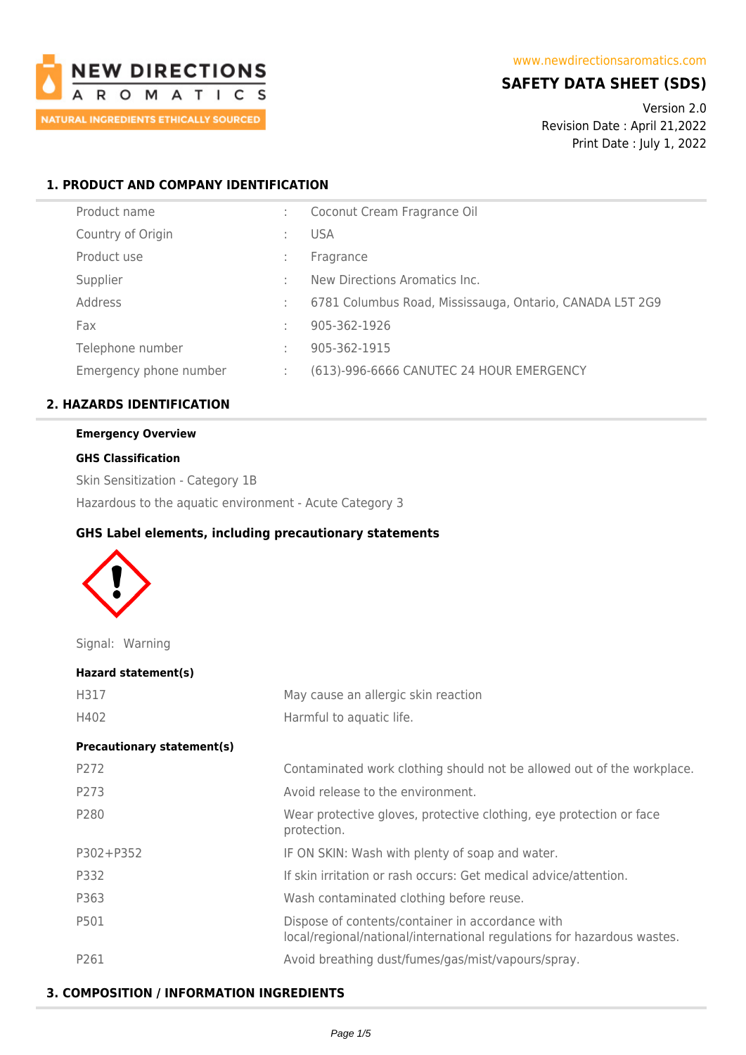NEW DIRECTIONS AROMATICS

NATURAL INGREDIENTS ETHICALLY SOURCED

www.newdirectionsaromatics.com

# SAFETY DATA SHEET (SDS)

Version 2.0
Revision Date : April 21,2022
Print Date : July 1, 2022

## 1. PRODUCT AND COMPANY IDENTIFICATION

| | | |
|---|---|---|
| Product name | : | Coconut Cream Fragrance Oil |
| Country of Origin | : | USA |
| Product use | : | Fragrance |
| Supplier | : | New Directions Aromatics Inc. |
| Address | : | 6781 Columbus Road, Mississauga, Ontario, CANADA L5T 2G9 |
| Fax | : | 905-362-1926 |
| Telephone number | : | 905-362-1915 |
| Emergency phone number | : | (613)-996-6666 CANUTEC 24 HOUR EMERGENCY |

## 2. HAZARDS IDENTIFICATION

**Emergency Overview**

**GHS Classification**

Skin Sensitization - Category 1B

Hazardous to the aquatic environment - Acute Category 3

### GHS Label elements, including precautionary statements

Signal: Warning

**Hazard statement(s)**

| | |
|---|---|
| H317 | May cause an allergic skin reaction |
| H402 | Harmful to aquatic life. |

**Precautionary statement(s)**

| | |
|---|---|
| P272 | Contaminated work clothing should not be allowed out of the workplace. |
| P273 | Avoid release to the environment. |
| P280 | Wear protective gloves, protective clothing, eye protection or face protection. |
| P302+P352 | IF ON SKIN: Wash with plenty of soap and water. |
| P332 | If skin irritation or rash occurs: Get medical advice/attention. |
| P363 | Wash contaminated clothing before reuse. |
| P501 | Dispose of contents/container in accordance with local/regional/national/international regulations for hazardous wastes. |
| P261 | Avoid breathing dust/fumes/gas/mist/vapours/spray. |

## 3. COMPOSITION / INFORMATION INGREDIENTS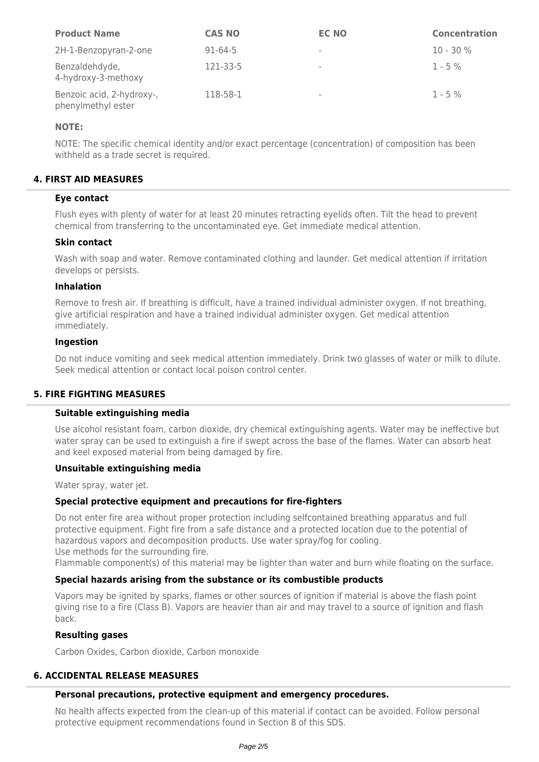| Product Name | CAS NO | EC NO | Concentration |
| --- | --- | --- | --- |
| 2H-1-Benzopyran-2-one | 91-64-5 | - | 10 - 30 % |
| Benzaldehdyde, 4-hydroxy-3-methoxy | 121-33-5 | - | 1 - 5 % |
| Benzoic acid, 2-hydroxy-, phenylmethyl ester | 118-58-1 | - | 1 - 5 % |

**NOTE:**

NOTE: The specific chemical identity and/or exact percentage (concentration) of composition has been withheld as a trade secret is required.

## 4. FIRST AID MEASURES

### Eye contact

Flush eyes with plenty of water for at least 20 minutes retracting eyelids often. Tilt the head to prevent chemical from transferring to the uncontaminated eye. Get immediate medical attention.

### Skin contact

Wash with soap and water. Remove contaminated clothing and launder. Get medical attention if irritation develops or persists.

### Inhalation

Remove to fresh air. If breathing is difficult, have a trained individual administer oxygen. If not breathing, give artificial respiration and have a trained individual administer oxygen. Get medical attention immediately.

### Ingestion

Do not induce vomiting and seek medical attention immediately. Drink two glasses of water or milk to dilute. Seek medical attention or contact local poison control center.

## 5. FIRE FIGHTING MEASURES

### Suitable extinguishing media

Use alcohol resistant foam, carbon dioxide, dry chemical extinguishing agents. Water may be ineffective but water spray can be used to extinguish a fire if swept across the base of the flames. Water can absorb heat and keel exposed material from being damaged by fire.

### Unsuitable extinguishing media

Water spray, water jet.

### Special protective equipment and precautions for fire-fighters

Do not enter fire area without proper protection including selfcontained breathing apparatus and full protective equipment. Fight fire from a safe distance and a protected location due to the potential of hazardous vapors and decomposition products. Use water spray/fog for cooling.
Use methods for the surrounding fire.
Flammable component(s) of this material may be lighter than water and burn while floating on the surface.

### Special hazards arising from the substance or its combustible products

Vapors may be ignited by sparks, flames or other sources of ignition if material is above the flash point giving rise to a fire (Class B). Vapors are heavier than air and may travel to a source of ignition and flash back.

### Resulting gases

Carbon Oxides, Carbon dioxide, Carbon monoxide

## 6. ACCIDENTAL RELEASE MEASURES

### Personal precautions, protective equipment and emergency procedures.

No health affects expected from the clean-up of this material if contact can be avoided. Follow personal protective equipment recommendations found in Section 8 of this SDS.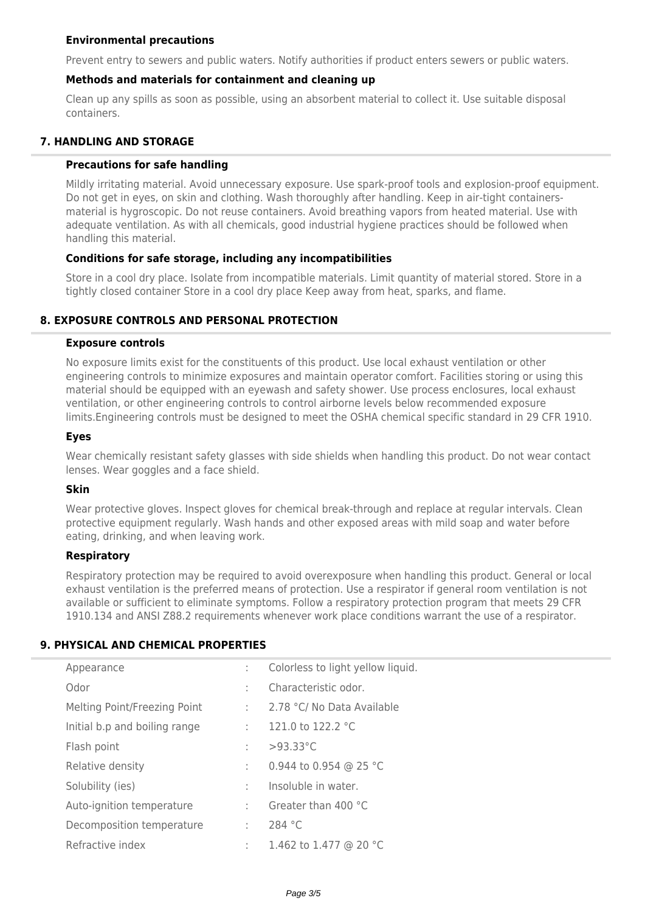### Environmental precautions

Prevent entry to sewers and public waters. Notify authorities if product enters sewers or public waters.

### Methods and materials for containment and cleaning up

Clean up any spills as soon as possible, using an absorbent material to collect it. Use suitable disposal containers.

## 7. HANDLING AND STORAGE

### Precautions for safe handling

Mildly irritating material. Avoid unnecessary exposure. Use spark-proof tools and explosion-proof equipment. Do not get in eyes, on skin and clothing. Wash thoroughly after handling. Keep in air-tight containers-material is hygroscopic. Do not reuse containers. Avoid breathing vapors from heated material. Use with adequate ventilation. As with all chemicals, good industrial hygiene practices should be followed when handling this material.

### Conditions for safe storage, including any incompatibilities

Store in a cool dry place. Isolate from incompatible materials. Limit quantity of material stored. Store in a tightly closed container Store in a cool dry place Keep away from heat, sparks, and flame.

## 8. EXPOSURE CONTROLS AND PERSONAL PROTECTION

### Exposure controls

No exposure limits exist for the constituents of this product. Use local exhaust ventilation or other engineering controls to minimize exposures and maintain operator comfort. Facilities storing or using this material should be equipped with an eyewash and safety shower. Use process enclosures, local exhaust ventilation, or other engineering controls to control airborne levels below recommended exposure limits.Engineering controls must be designed to meet the OSHA chemical specific standard in 29 CFR 1910.

### Eyes

Wear chemically resistant safety glasses with side shields when handling this product. Do not wear contact lenses. Wear goggles and a face shield.

### Skin

Wear protective gloves. Inspect gloves for chemical break-through and replace at regular intervals. Clean protective equipment regularly. Wash hands and other exposed areas with mild soap and water before eating, drinking, and when leaving work.

### Respiratory

Respiratory protection may be required to avoid overexposure when handling this product. General or local exhaust ventilation is the preferred means of protection. Use a respirator if general room ventilation is not available or sufficient to eliminate symptoms. Follow a respiratory protection program that meets 29 CFR 1910.134 and ANSI Z88.2 requirements whenever work place conditions warrant the use of a respirator.

## 9. PHYSICAL AND CHEMICAL PROPERTIES

| Property | | Value |
|---|---|---|
| Appearance | : | Colorless to light yellow liquid. |
| Odor | : | Characteristic odor. |
| Melting Point/Freezing Point | : | 2.78 °C/ No Data Available |
| Initial b.p and boiling range | : | 121.0 to 122.2 °C |
| Flash point | : | >93.33°C |
| Relative density | : | 0.944 to 0.954 @ 25 °C |
| Solubility (ies) | : | Insoluble in water. |
| Auto-ignition temperature | : | Greater than 400 °C |
| Decomposition temperature | : | 284 °C |
| Refractive index | : | 1.462 to 1.477 @ 20 °C |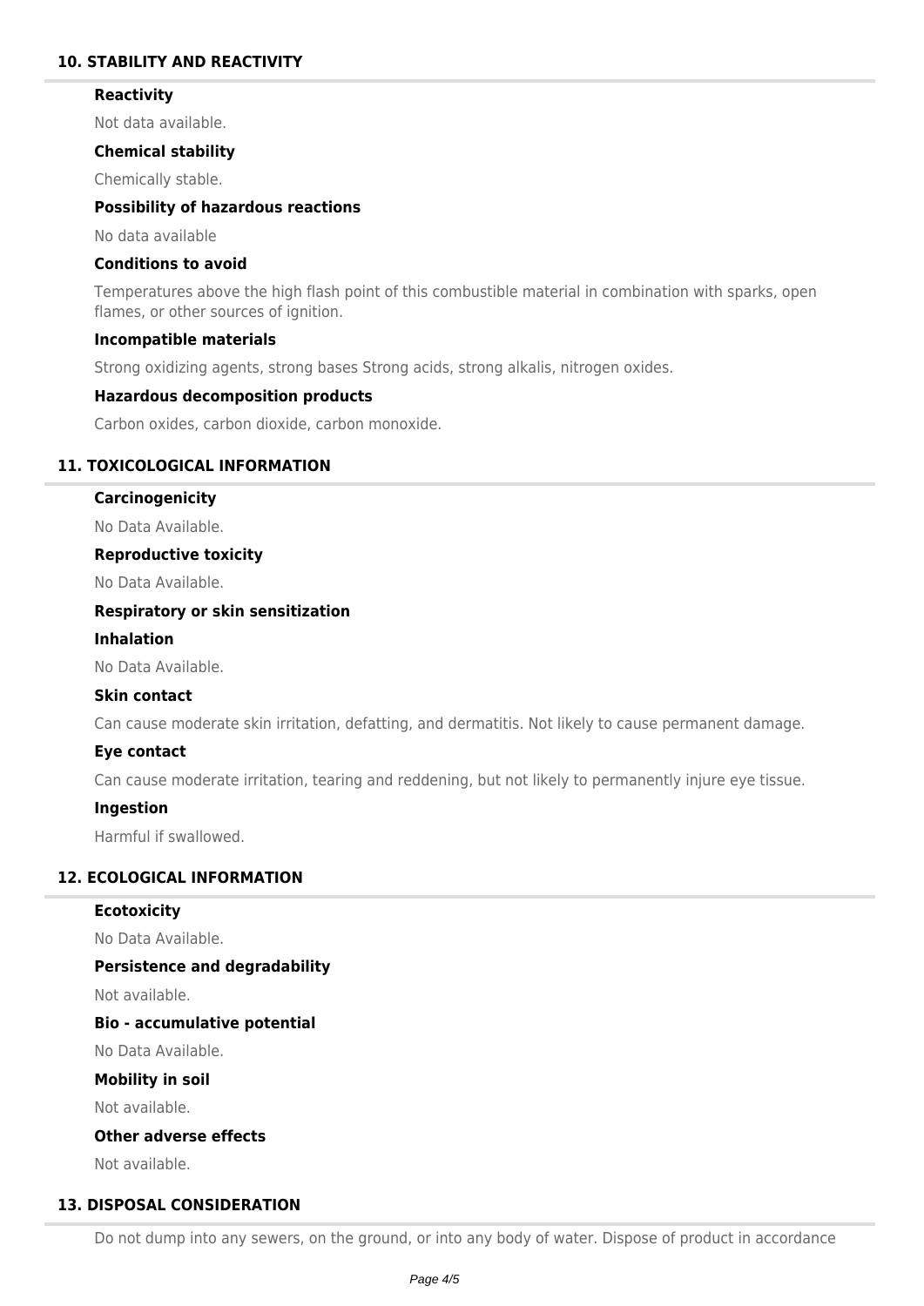## 10. STABILITY AND REACTIVITY

### Reactivity

Not data available.

### Chemical stability

Chemically stable.

### Possibility of hazardous reactions

No data available

### Conditions to avoid

Temperatures above the high flash point of this combustible material in combination with sparks, open flames, or other sources of ignition.

### Incompatible materials

Strong oxidizing agents, strong bases Strong acids, strong alkalis, nitrogen oxides.

### Hazardous decomposition products

Carbon oxides, carbon dioxide, carbon monoxide.

## 11. TOXICOLOGICAL INFORMATION

### Carcinogenicity

No Data Available.

### Reproductive toxicity

No Data Available.

### Respiratory or skin sensitization

### Inhalation

No Data Available.

### Skin contact

Can cause moderate skin irritation, defatting, and dermatitis. Not likely to cause permanent damage.

### Eye contact

Can cause moderate irritation, tearing and reddening, but not likely to permanently injure eye tissue.

### Ingestion

Harmful if swallowed.

## 12. ECOLOGICAL INFORMATION

### Ecotoxicity

No Data Available.

### Persistence and degradability

Not available.

### Bio - accumulative potential

No Data Available.

### Mobility in soil

Not available.

### Other adverse effects

Not available.

## 13. DISPOSAL CONSIDERATION

Do not dump into any sewers, on the ground, or into any body of water. Dispose of product in accordance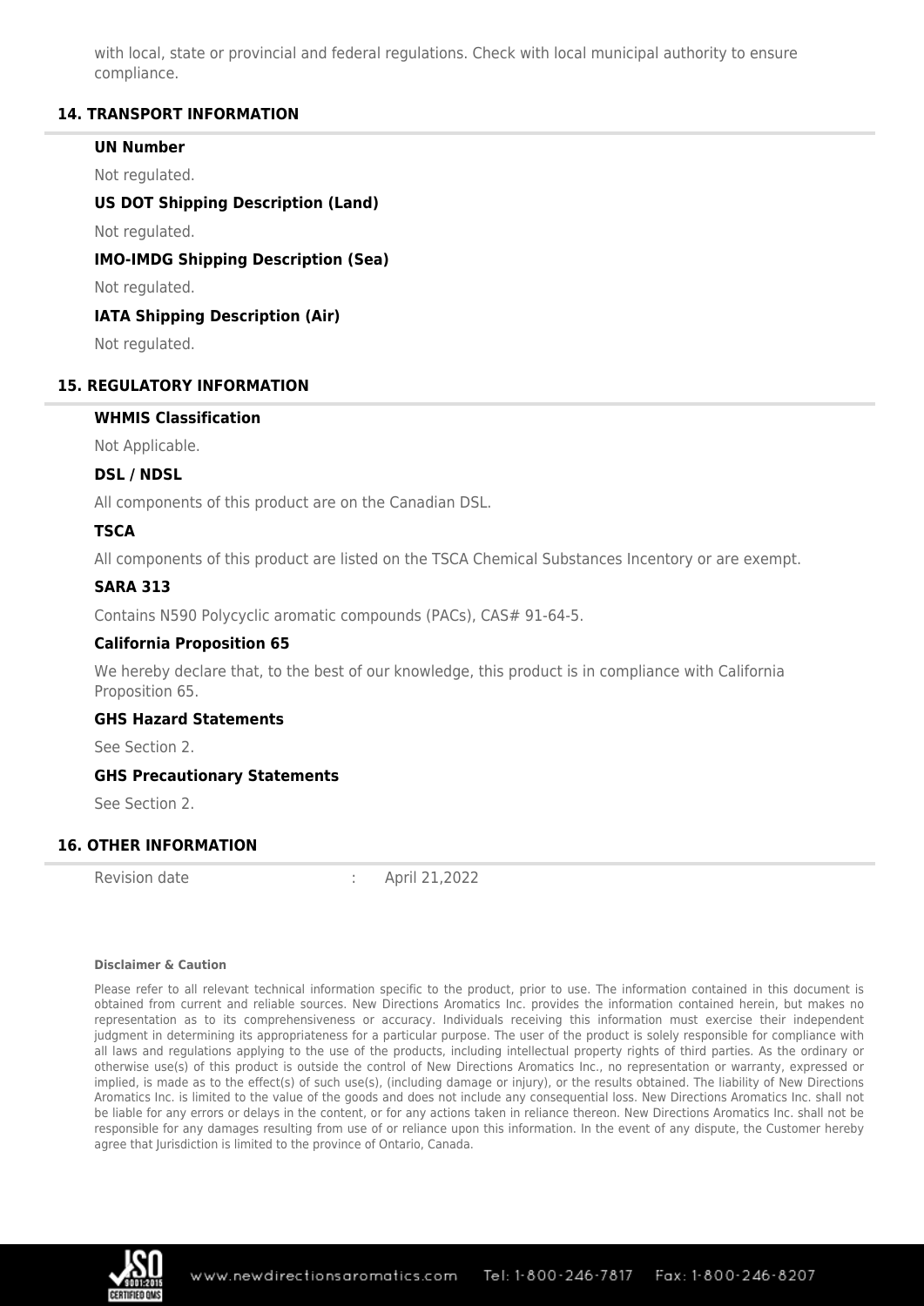with local, state or provincial and federal regulations. Check with local municipal authority to ensure compliance.

## 14. TRANSPORT INFORMATION

**UN Number**

Not regulated.

**US DOT Shipping Description (Land)**

Not regulated.

**IMO-IMDG Shipping Description (Sea)**

Not regulated.

**IATA Shipping Description (Air)**

Not regulated.

## 15. REGULATORY INFORMATION

**WHMIS Classification**

Not Applicable.

**DSL / NDSL**

All components of this product are on the Canadian DSL.

**TSCA**

All components of this product are listed on the TSCA Chemical Substances Incentory or are exempt.

**SARA 313**

Contains N590 Polycyclic aromatic compounds (PACs), CAS# 91-64-5.

**California Proposition 65**

We hereby declare that, to the best of our knowledge, this product is in compliance with California Proposition 65.

**GHS Hazard Statements**

See Section 2.

**GHS Precautionary Statements**

See Section 2.

## 16. OTHER INFORMATION

Revision date : April 21,2022

**Disclaimer & Caution**

Please refer to all relevant technical information specific to the product, prior to use. The information contained in this document is obtained from current and reliable sources. New Directions Aromatics Inc. provides the information contained herein, but makes no representation as to its comprehensiveness or accuracy. Individuals receiving this information must exercise their independent judgment in determining its appropriateness for a particular purpose. The user of the product is solely responsible for compliance with all laws and regulations applying to the use of the products, including intellectual property rights of third parties. As the ordinary or otherwise use(s) of this product is outside the control of New Directions Aromatics Inc., no representation or warranty, expressed or implied, is made as to the effect(s) of such use(s), (including damage or injury), or the results obtained. The liability of New Directions Aromatics Inc. is limited to the value of the goods and does not include any consequential loss. New Directions Aromatics Inc. shall not be liable for any errors or delays in the content, or for any actions taken in reliance thereon. New Directions Aromatics Inc. shall not be responsible for any damages resulting from use of or reliance upon this information. In the event of any dispute, the Customer hereby agree that Jurisdiction is limited to the province of Ontario, Canada.